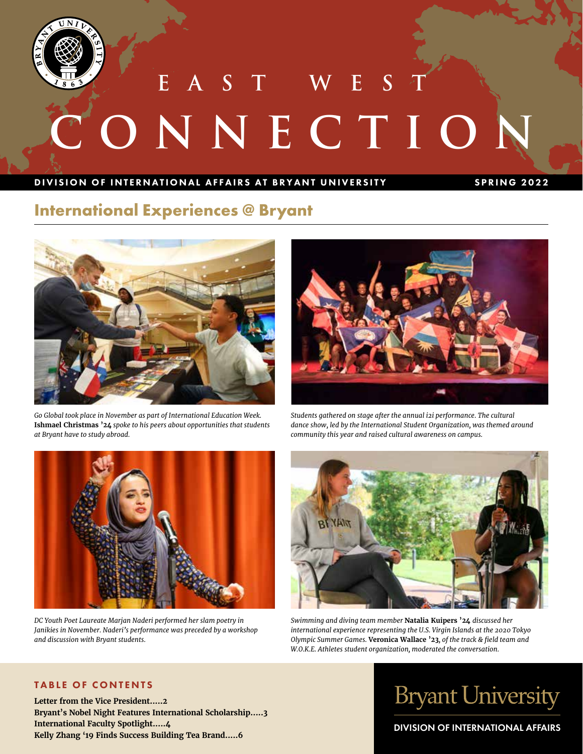# EAST WEST CONNECTION

DIVISION OF INTERNATIONAL AFFAIRS AT BRYANT UNIVERSITY

SPRING 2022

## International Experiences @ Bryant

*Go Global took place in November as part of International Education Week.* **Ishmael Christmas '24** *spoke to his peers about opportunities that students at Bryant have to study abroad.*

*Students gathered on stage after the annual i2i performance. The cultural dance show, led by the International Student Organization, was themed around community this year and raised cultural awareness on campus.*

*DC Youth Poet Laureate Marjan Naderi performed her slam poetry in Janikies in November. Naderi's performance was preceded by a workshop and discussion with Bryant students.*

*Swimming and diving team member* **Natalia Kuipers '24** *discussed her international experience representing the U.S. Virgin Islands at the 2020 Tokyo Olympic Summer Games.* **Veronica Wallace '23**, *of the track & field team and W.O.K.E. Athletes student organization, moderated the conversation.*

### TABLE OF CONTENTS

**Letter from the Vice President.....2**
**Bryant's Nobel Night Features International Scholarship.....3**
**International Faculty Spotlight.....4**
**Kelly Zhang '19 Finds Success Building Tea Brand.....6**

Bryant University

DIVISION OF INTERNATIONAL AFFAIRS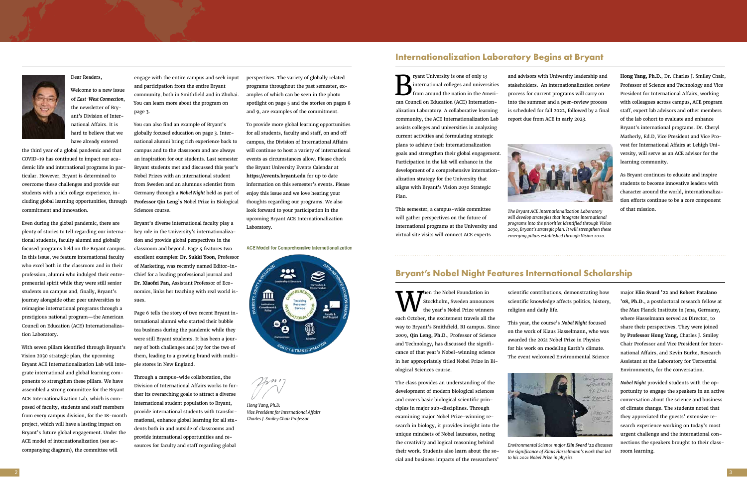Dear Readers,

Welcome to a new issue of *East-West Connection*, the newsletter of Bryant's Division of International Affairs. It is hard to believe that we have already entered the third year of a global pandemic and that COVID-19 has continued to impact our academic life and international programs in particular. However, Bryant is determined to overcome these challenges and provide our students with a rich college experience, including global learning opportunities, through commitment and innovation.

Even during the global pandemic, there are plenty of stories to tell regarding our international students, faculty alumni and globally focused programs held on the Bryant campus. In this issue, we feature international faculty who excel both in the classroom and in their profession, alumni who indulged their entrepreneurial spirit while they were still senior students on campus and, finally, Bryant's journey alongside other peer universities to reimagine international programs through a prestigious national program—the American Council on Education (ACE) Internationalization Laboratory.

With seven pillars identified through Bryant's Vision 2030 strategic plan, the upcoming Bryant ACE Internationalization Lab will integrate international and global learning components to strengthen these pillars. We have assembled a strong committee for the Bryant ACE Internationalization Lab, which is composed of faculty, students and staff members from every campus division, for the 18-month project, which will have a lasting impact on Bryant's future global engagement. Under the ACE model of internationalization (see accompanying diagram), the committee will engage with the entire campus and seek input and participation from the entire Bryant community, both in Smithfield and in Zhuhai. You can learn more about the program on page 3.

You can also find an example of Bryant's globally focused education on page 3. International alumni bring rich experience back to campus and to the classroom and are always an inspiration for our students. Last semester Bryant students met and discussed this year's Nobel Prizes with an international student from Sweden and an alumnus scientist from Germany through a *Nobel Night* held as part of **Professor Qin Leng's** Nobel Prize in Biological Sciences course.

Bryant's diverse international faculty play a key role in the University's internationalization and provide global perspectives in the classroom and beyond. Page 4 features two excellent examples: **Dr. Sukki Yoon**, Professor of Marketing, was recently named Editor-in-Chief for a leading professional journal and **Dr. Xiaofei Pan**, Assistant Professor of Economics, links her teaching with real world issues.

Page 6 tells the story of two recent Bryant international alumni who started their bubble tea business during the pandemic while they were still Bryant students. It has been a journey of both challenges and joy for the two of them, leading to a growing brand with multiple stores in New England.

Through a campus-wide collaboration, the Division of International Affairs works to further its overarching goals to attract a diverse international student population to Bryant, provide international students with transformational, enhance global learning for all students both in and outside of classrooms and provide international opportunities and resources for faculty and staff regarding global perspectives. The variety of globally related programs throughout the past semester, examples of which can be seen in the photo spotlight on page 5 and the stories on pages 8 and 9, are examples of the commitment.

To provide more global learning opportunities for all students, faculty and staff, on and off campus, the Division of International Affairs will continue to host a variety of international events as circumstances allow. Please check the Bryant University Events Calendar at **https://events.bryant.edu** for up to date information on this semester's events. Please enjoy this issue and we love hearing your thoughts regarding our programs. We also look forward to your participation in the upcoming Bryant ACE Internationalization Laboratory.

ACE Model for Comprehensive Internationalization

*Hong Yang, Ph.D.*
*Vice President for International Affairs*
*Charles J. Smiley Chair Professor*

## Internationalization Laboratory Begins at Bryant

Bryant University is one of only 13 international colleges and universities from around the nation in the American Council on Education (ACE) Internationalization Laboratory. A collaborative learning community, the ACE Internationalization Lab assists colleges and universities in analyzing current activities and formulating strategic plans to achieve their internationalization goals and strengthen their global engagement. Participation in the lab will enhance in the development of a comprehensive internationalization strategy for the University that aligns with Bryant's Vision 2030 Strategic Plan.

This semester, a campus-wide committee will gather perspectives on the future of international programs at the University and virtual site visits will connect ACE experts and advisors with University leadership and stakeholders. An internationalization review process for current programs will carry on into the summer and a peer-review process is scheduled for fall 2022, followed by a final report due from ACE in early 2023.

*The Bryant ACE Internationalization Laboratory will develop strategies that integrate international programs into the priorities identified through Vision 2030, Bryant's strategic plan. It will strengthen these emerging pillars established through Vision 2020.*

**Hong Yang, Ph.D.**, Dr. Charles J. Smiley Chair, Professor of Science and Technology and Vice President for International Affairs, working with colleagues across campus, ACE program staff, expert lab advisors and other members of the lab cohort to evaluate and enhance Bryant's international programs. Dr. Cheryl Matherly, Ed.D, Vice President and Vice Provost for International Affairs at Lehigh University, will serve as an ACE advisor for the learning community.

As Bryant continues to educate and inspire students to become innovative leaders with character around the world, internationalization efforts continue to be a core component of that mission.

## Bryant's Nobel Night Features International Scholarship

When the Nobel Foundation in Stockholm, Sweden announces the year's Nobel Prize winners each October, the excitement travels all the way to Bryant's Smithfield, RI campus. Since 2009, **Qin Leng, Ph.D.**, Professor of Science and Technology, has discussed the significance of that year's Nobel-winning science in her appropriately titled Nobel Prize in Biological Sciences course.

The class provides an understanding of the development of modern biological sciences and covers basic biological scientific principles in major sub-disciplines. Through examining major Nobel Prize-winning research in biology, it provides insight into the unique mindsets of Nobel laureates, noting the creativity and logical reasoning behind their work. Students also learn about the social and business impacts of the researchers' scientific contributions, demonstrating how scientific knowledge affects politics, history, religion and daily life.

This year, the course's *Nobel Night* focused on the work of Klaus Hasselmann, who was awarded the 2021 Nobel Prize in Physics for his work on modeling Earth's climate. The event welcomed Environmental Science major **Elin Svard '22** and **Robert Patalano '08, Ph.D.**, a postdoctoral research fellow at the Max Planck Institute in Jena, Germany, where Hasselmann served as Director, to share their perspectives. They were joined by **Professor Hong Yang**, Charles J. Smiley Chair Professor and Vice President for International Affairs, and Kevin Burke, Research Assistant at the Laboratory for Terrestrial Environments, for the conversation.

*Environmental Science major **Elin Svard '22** discusses the significance of Klaus Hasselmann's work that led to his 2021 Nobel Prize in physics.*

*Nobel Night* provided students with the opportunity to engage the speakers in an active conversation about the science and business of climate change. The students noted that they appreciated the guests' extensive research experience working on today's most urgent challenge and the international connections the speakers brought to their classroom learning.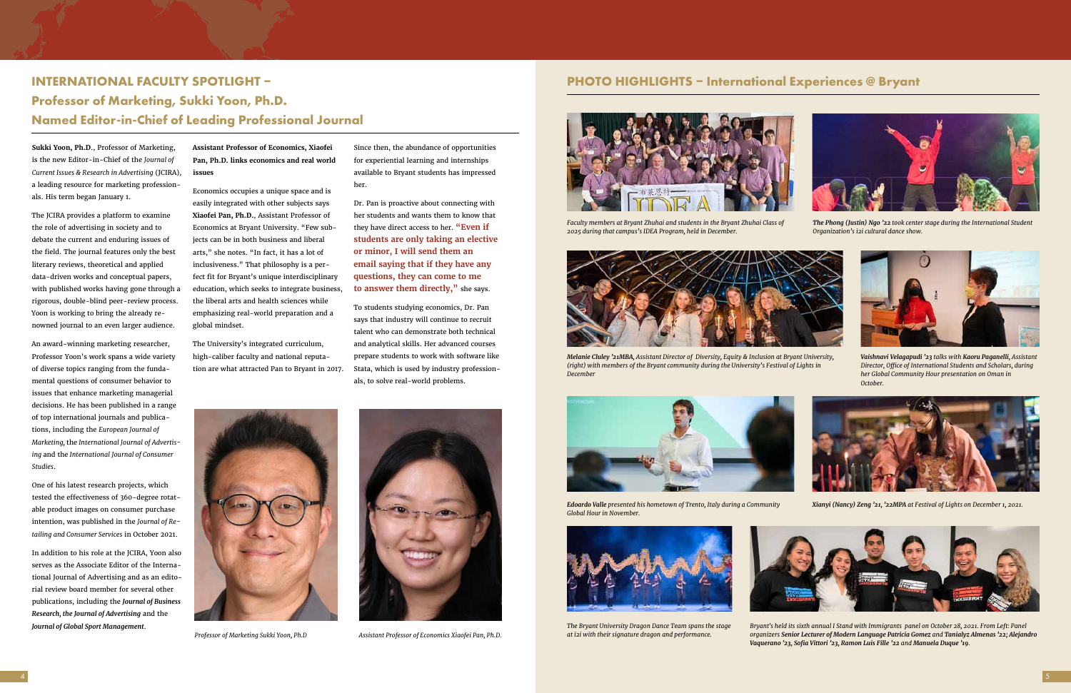# INTERNATIONAL FACULTY SPOTLIGHT – Professor of Marketing, Sukki Yoon, Ph.D. Named Editor-in-Chief of Leading Professional Journal

**Sukki Yoon, Ph.D.**, Professor of Marketing, is the new Editor-in-Chief of the *Journal of Current Issues & Research in Advertising* (JCIRA), a leading resource for marketing professionals. His term began January 1.

The JCIRA provides a platform to examine the role of advertising in society and to debate the current and enduring issues of the field. The journal features only the best literary reviews, theoretical and applied data-driven works and conceptual papers, with published works having gone through a rigorous, double-blind peer-review process. Yoon is working to bring the already renowned journal to an even larger audience.

An award-winning marketing researcher, Professor Yoon's work spans a wide variety of diverse topics ranging from the fundamental questions of consumer behavior to issues that enhance marketing managerial decisions. He has been published in a range of top international journals and publications, including the *European Journal of Marketing*, the *International Journal of Advertising* and the *International Journal of Consumer Studies*.

One of his latest research projects, which tested the effectiveness of 360-degree rotatable product images on consumer purchase intention, was published in the *Journal of Retailing and Consumer Services* in October 2021.

In addition to his role at the JCIRA, Yoon also serves as the Associate Editor of the International Journal of Advertising and as an editorial review board member for several other publications, including the ***Journal of Business Research, the Journal of Advertising*** and the ***Journal of Global Sport Management***.

**Assistant Professor of Economics, Xiaofei Pan, Ph.D. links economics and real world issues**

Economics occupies a unique space and is easily integrated with other subjects says **Xiaofei Pan, Ph.D.**, Assistant Professor of Economics at Bryant University. "Few subjects can be in both business and liberal arts," she notes. "In fact, it has a lot of inclusiveness." That philosophy is a perfect fit for Bryant's unique interdisciplinary education, which seeks to integrate business, the liberal arts and health sciences while emphasizing real-world preparation and a global mindset.

The University's integrated curriculum, high-caliber faculty and national reputation are what attracted Pan to Bryant in 2017.

Since then, the abundance of opportunities for experiential learning and internships available to Bryant students has impressed her.

Dr. Pan is proactive about connecting with her students and wants them to know that they have direct access to her. **"Even if students are only taking an elective or minor, I will send them an email saying that if they have any questions, they can come to me to answer them directly,"** she says.

To students studying economics, Dr. Pan says that industry will continue to recruit talent who can demonstrate both technical and analytical skills. Her advanced courses prepare students to work with software like Stata, which is used by industry professionals, to solve real-world problems.

*Professor of Marketing Sukki Yoon, Ph.D*

*Assistant Professor of Economics Xiaofei Pan, Ph.D.*

# PHOTO HIGHLIGHTS – International Experiences @ Bryant

*Faculty members at Bryant Zhuhai and students in the Bryant Zhuhai Class of 2025 during that campus's IDEA Program, held in December.*

***The Phong (Justin) Ngo '22** took center stage during the International Student Organization's i2i cultural dance show.*

***Melanie Cluley '21MBA**, Assistant Director of Diversity, Equity & Inclusion at Bryant University, (right) with members of the Bryant community during the University's Festival of Lights in December*

***Vaishnavi Velagapudi '23** talks with **Kaoru Paganelli**, Assistant Director, Office of International Students and Scholars, during her Global Community Hour presentation on Oman in October.*

***Edoardo Valle** presented his hometown of Trento, Italy during a Community Global Hour in November.*

***Xianyi (Nancy) Zeng '21, '22MPA** at Festival of Lights on December 1, 2021.*

*The Bryant University Dragon Dance Team spans the stage at i2i with their signature dragon and performance.*

*Bryant's held its sixth annual I Stand with Immigrants panel on October 28, 2021. From Left: Panel organizers **Senior Lecturer of Modern Language Patricia Gomez** and **Tanialyz Almenas '22; Alejandro Vaquerano '23, Sofia Vittori '23, Ramon Luis Fille '22** and **Manuela Duque '19**.*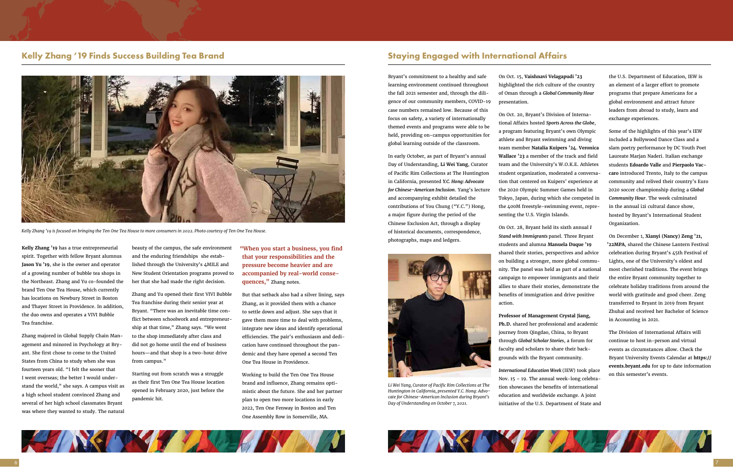## Kelly Zhang '19 Finds Success Building Tea Brand

*Kelly Zhang '19 is focused on bringing the Ten One Tea House to more consumers in 2022. Photo courtesy of Ten One Tea House.*

**Kelly Zhang '19** has a true entrepreneurial spirit. Together with fellow Bryant alumnus **Jason Yu '19**, she is the owner and operator of a growing number of bubble tea shops in the Northeast. Zhang and Yu co-founded the brand Ten One Tea House, which currently has locations on Newbury Street in Boston and Thayer Street in Providence. In addition, the duo owns and operates a VIVI Bubble Tea franchise.

Zhang majored in Global Supply Chain Management and minored in Psychology at Bryant. She first chose to come to the United States from China to study when she was fourteen years old. "I felt the sooner that I went overseas; the better I would understand the world," she says. A campus visit as a high school student convinced Zhang and several of her high school classmates Bryant was where they wanted to study. The natural beauty of the campus, the safe environment and the enduring friendships she established through the University's 4MILE and New Student Orientation programs proved to her that she had made the right decision.

Zhang and Yu opened their first VIVI Bubble Tea franchise during their senior year at Bryant. "There was an inevitable time conflict between schoolwork and entrepreneurship at that time," Zhang says. "We went to the shop immediately after class and did not go home until the end of business hours—and that shop is a two-hour drive from campus."

Starting out from scratch was a struggle as their first Ten One Tea House location opened in February 2020, just before the pandemic hit.

**"When you start a business, you find that your responsibilities and the pressure become heavier and are accompanied by real-world consequences,"** Zhang notes.

But that setback also had a silver lining, says Zhang, as it provided them with a chance to settle down and adjust. She says that it gave them more time to deal with problems, integrate new ideas and identify operational efficiencies. The pair's enthusiasm and dedication have continued throughout the pandemic and they have opened a second Ten One Tea House in Providence.

Working to build the Ten One Tea House brand and influence, Zhang remains optimistic about the future. She and her partner plan to open two more locations in early 2022, Ten One Fenway in Boston and Ten One Assembly Row in Somerville, MA.

## Staying Engaged with International Affairs

Bryant's commitment to a healthy and safe learning environment continued throughout the fall 2021 semester and, through the diligence of our community members, COVID-19 case numbers remained low. Because of this focus on safety, a variety of internationally themed events and programs were able to be held, providing on-campus opportunities for global learning outside of the classroom.

In early October, as part of Bryant's annual Day of Understanding, **Li Wei Yang**, Curator of Pacific Rim Collections at The Huntington in California, presented ***Y.C. Hong: Advocate for Chinese-American Inclusion***. Yang's lecture and accompanying exhibit detailed the contributions of You Chung ("Y.C.") Hong, a major figure during the period of the Chinese Exclusion Act, through a display of historical documents, correspondence, photographs, maps and ledgers.

*Li Wei Yang, Curator of Pacific Rim Collections at The Huntington in California, presented Y.C. Hong: Advocate for Chinese-American Inclusion during Bryant's Day of Understanding on October 7, 2021.*

On Oct. 15, **Vaishnavi Velagapudi '23** highlighted the rich culture of the country of Oman through a ***Global Community Hour*** presentation.

On Oct. 20, Bryant's Division of International Affairs hosted ***Sports Across the Globe***, a program featuring Bryant's own Olympic athlete and Bryant swimming and diving team member **Natalia Kuipers '24**. **Veronica Wallace '23** a member of the track and field team and the University's W.O.K.E. Athletes student organization, moderated a conversation that centered on Kuipers' experience at the 2020 Olympic Summer Games held in Tokyo, Japan, during which she competed in the 400M freestyle-swimming event, representing the U.S. Virgin Islands.

On Oct. 28, Bryant held its sixth annual ***I Stand with Immigrants*** panel. Three Bryant students and alumna **Manuela Duque '19** shared their stories, perspectives and advice on building a stronger, more global community. The panel was held as part of a national campaign to empower immigrants and their allies to share their stories, demonstrate the benefits of immigration and drive positive action.

**Professor of Management Crystal Jiang, Ph.D.** shared her professional and academic journey from Qingdao, China, to Bryant through ***Global Scholar Stories***, a forum for faculty and scholars to share their backgrounds with the Bryant community.

***International Education Week*** (IEW) took place Nov. 15 – 19. The annual week-long celebration showcases the benefits of international education and worldwide exchange. A joint initiative of the U.S. Department of State and the U.S. Department of Education, IEW is an element of a larger effort to promote programs that prepare Americans for a global environment and attract future leaders from abroad to study, learn and exchange experiences.

Some of the highlights of this year's IEW included a Bollywood Dance Class and a slam poetry performance by DC Youth Poet Laureate Marjan Naderi. Italian exchange students **Edoardo Valle** and **Pierpaolo Vaccaro** introduced Trento, Italy to the campus community and relived their country's Euro 2020 soccer championship during a ***Global Community Hour***. The week culminated in the annual i2i cultural dance show, hosted by Bryant's International Student Organization.

On December 1, **Xianyi (Nancy) Zeng '21, '22MPA**, shared the Chinese Lantern Festival celebration during Bryant's 45th Festival of Lights, one of the University's oldest and most cherished traditions. The event brings the entire Bryant community together to celebrate holiday traditions from around the world with gratitude and good cheer. Zeng transferred to Bryant in 2019 from Bryant Zhuhai and received her Bachelor of Science in Accounting in 2021.

The Division of International Affairs will continue to host in-person and virtual events as circumstances allow. Check the Bryant University Events Calendar at **https://events.bryant.edu** for up to date information on this semester's events.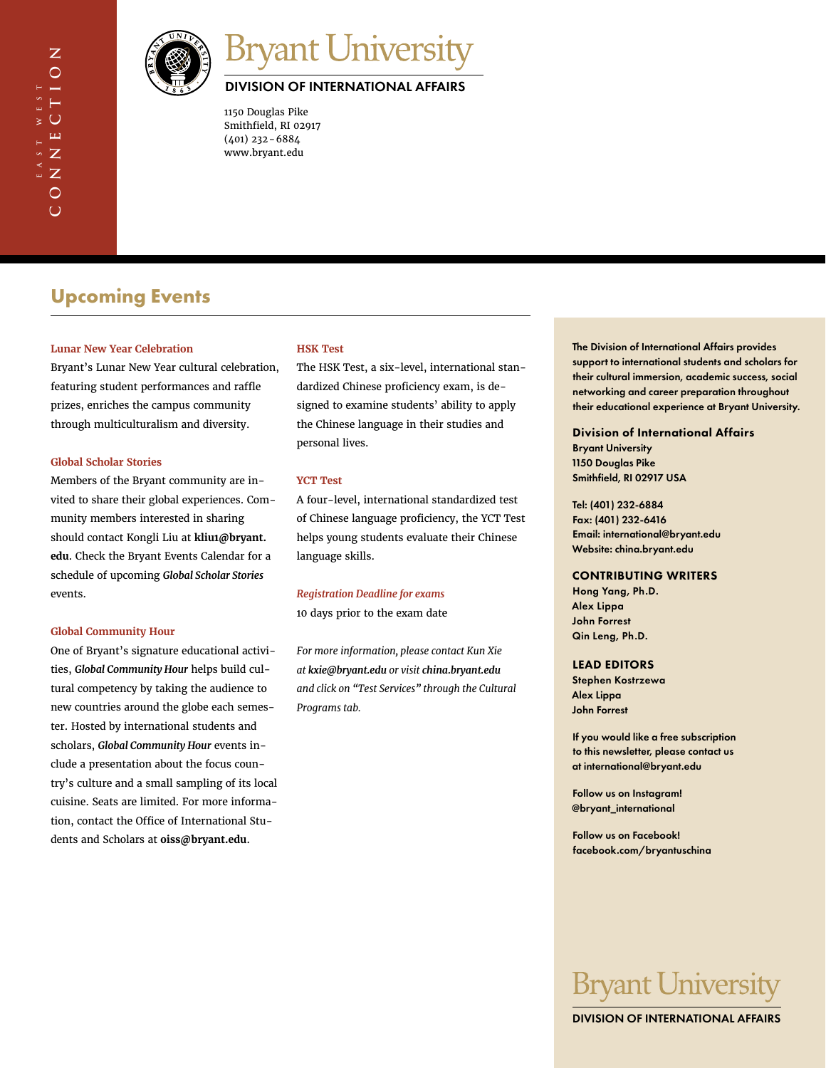EAST WEST CONNECTION

# Bryant University

DIVISION OF INTERNATIONAL AFFAIRS

1150 Douglas Pike
Smithfield, RI 02917
(401) 232-6884
www.bryant.edu

## Upcoming Events

### Lunar New Year Celebration

Bryant's Lunar New Year cultural celebration, featuring student performances and raffle prizes, enriches the campus community through multiculturalism and diversity.

### Global Scholar Stories

Members of the Bryant community are invited to share their global experiences. Community members interested in sharing should contact Kongli Liu at **kliu1@bryant.edu**. Check the Bryant Events Calendar for a schedule of upcoming ***Global Scholar Stories*** events.

### Global Community Hour

One of Bryant's signature educational activities, ***Global Community Hour*** helps build cultural competency by taking the audience to new countries around the globe each semester. Hosted by international students and scholars, ***Global Community Hour*** events include a presentation about the focus country's culture and a small sampling of its local cuisine. Seats are limited. For more information, contact the Office of International Students and Scholars at **oiss@bryant.edu**.

### HSK Test

The HSK Test, a six-level, international standardized Chinese proficiency exam, is designed to examine students' ability to apply the Chinese language in their studies and personal lives.

### YCT Test

A four-level, international standardized test of Chinese language proficiency, the YCT Test helps young students evaluate their Chinese language skills.

### *Registration Deadline for exams*

10 days prior to the exam date

*For more information, please contact Kun Xie at **kxie@bryant.edu** or visit **china.bryant.edu** and click on "Test Services" through the Cultural Programs tab.*

---

The Division of International Affairs provides support to international students and scholars for their cultural immersion, academic success, social networking and career preparation throughout their educational experience at Bryant University.

**Division of International Affairs**
Bryant University
1150 Douglas Pike
Smithfield, RI 02917 USA

Tel: (401) 232-6884
Fax: (401) 232-6416
Email: international@bryant.edu
Website: china.bryant.edu

**CONTRIBUTING WRITERS**
Hong Yang, Ph.D.
Alex Lippa
John Forrest
Qin Leng, Ph.D.

**LEAD EDITORS**
Stephen Kostrzewa
Alex Lippa
John Forrest

If you would like a free subscription to this newsletter, please contact us at international@bryant.edu

Follow us on Instagram!
@bryant_international

Follow us on Facebook!
facebook.com/bryantuschina

Bryant University
DIVISION OF INTERNATIONAL AFFAIRS